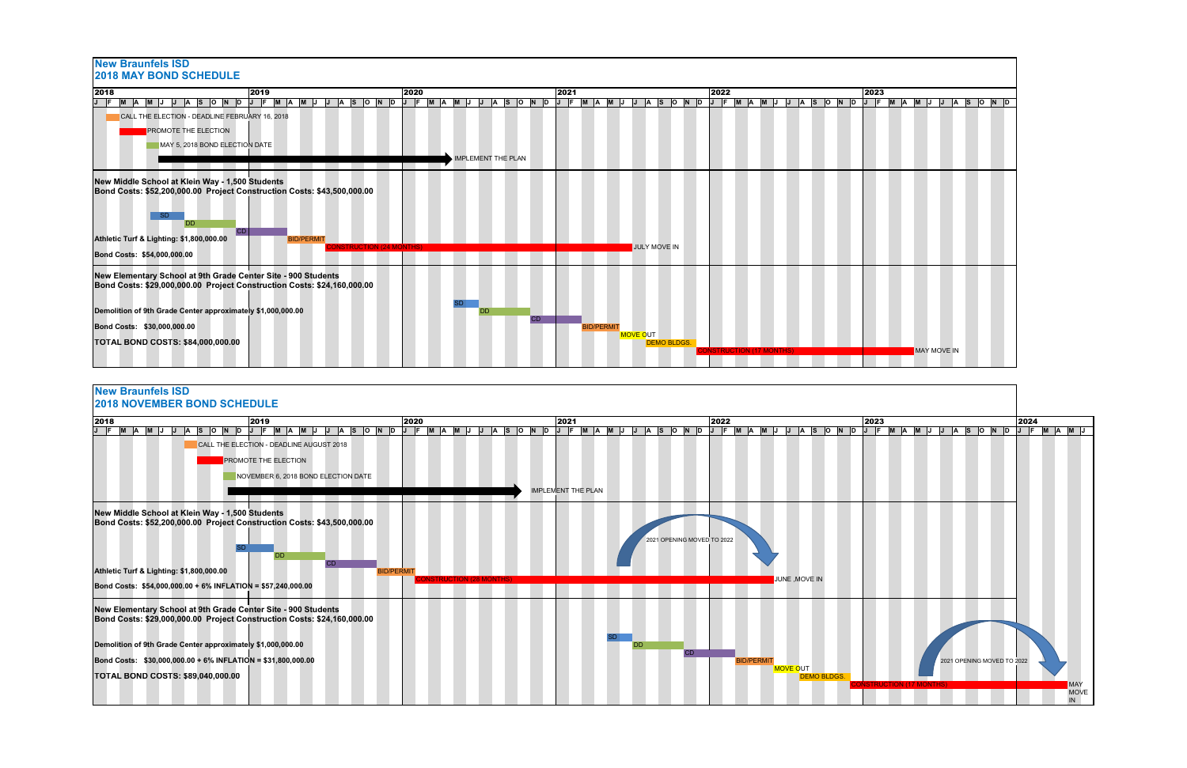# New Braunfels ISD

## 2018 MAY BOND SCHEDULE

2018 | 2019 | 2020 | 2021 | 2022 | 2023

J F M A M J J A S O N D (each year)

- CALL THE ELECTION - DEADLINE FEBRUARY 16, 2018
- PROMOTE THE ELECTION
- MAY 5, 2018 BOND ELECTION DATE
- IMPLEMENT THE PLAN

**New Middle School at Klein Way - 1,500 Students**
**Bond Costs: $52,200,000.00 Project Construction Costs: $43,500,000.00**

SD | DD | CD | BID/PERMIT | CONSTRUCTION (21 MONTHS) | JULY MOVE IN

**Athletic Turf & Lighting: $1,800,000.00**

**Bond Costs: $54,000,000.00**

**New Elementary School at 9th Grade Center Site - 900 Students**
**Bond Costs: $29,000,000.00 Project Construction Costs: $24,160,000.00**

SD | DD | CD | BID/PERMIT | MOVE OUT | DEMO BLDGS. | CONSTRUCTION (17 MONTHS) | MAY MOVE IN

**Demolition of 9th Grade Center approximately $1,000,000.00**

**Bond Costs: $30,000,000.00**

**TOTAL BOND COSTS: $84,000,000.00**

# New Braunfels ISD

## 2018 NOVEMBER BOND SCHEDULE

2018 | 2019 | 2020 | 2021 | 2022 | 2023 | 2024

J F M A M J J A S O N D (each year)

- CALL THE ELECTION - DEADLINE AUGUST 2018
- PROMOTE THE ELECTION
- NOVEMBER 6, 2018 BOND ELECTION DATE
- IMPLEMENT THE PLAN

**New Middle School at Klein Way - 1,500 Students**
**Bond Costs: $52,200,000.00 Project Construction Costs: $43,500,000.00**

SD | DD | CD | BID/PERMIT | CONSTRUCTION (26 MONTHS) | JUNE ,MOVE IN

2021 OPENING MOVED TO 2022

**Athletic Turf & Lighting: $1,800,000.00**

**Bond Costs: $54,000,000.00 + 6% INFLATION = $57,240,000.00**

**New Elementary School at 9th Grade Center Site - 900 Students**
**Bond Costs: $29,000,000.00 Project Construction Costs: $24,160,000.00**

SD | DD | CD | BID/PERMIT | MOVE OUT | DEMO BLDGS. | CONSTRUCTION (17 MONTHS) | MAY MOVE IN

2021 OPENING MOVED TO 2022

**Demolition of 9th Grade Center approximately $1,000,000.00**

**Bond Costs: $30,000,000.00 + 6% INFLATION = $31,800,000.00**

**TOTAL BOND COSTS: $89,040,000.00**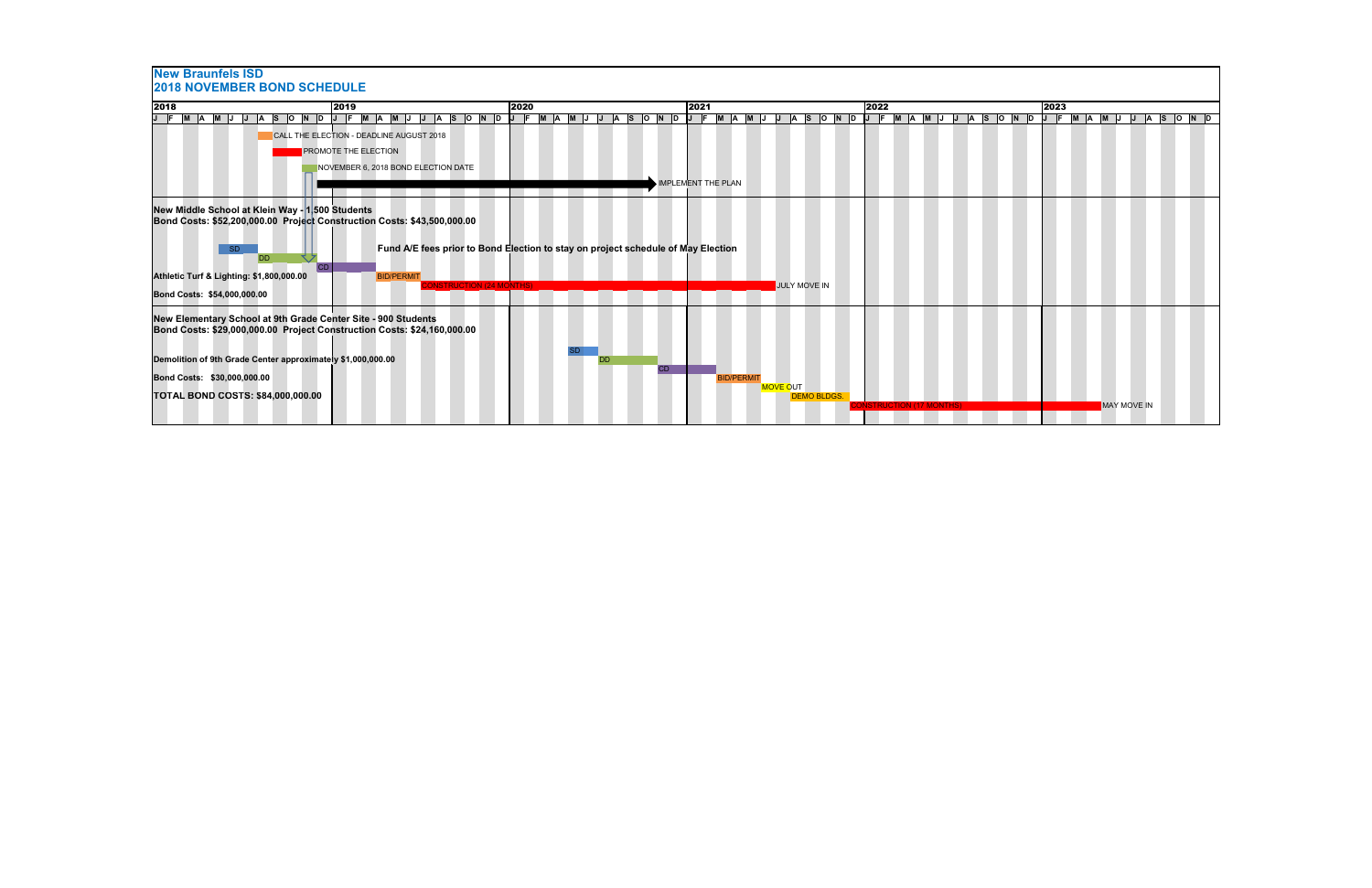# New Braunfels ISD

## 2018 NOVEMBER BOND SCHEDULE

2018 | 2019 | 2020 | 2021 | 2022 | 2023

J F M A M J J A S O N D (repeated for each year)

CALL THE ELECTION - DEADLINE AUGUST 2018

PROMOTE THE ELECTION

NOVEMBER 6, 2018 BOND ELECTION DATE

IMPLEMENT THE PLAN

**New Middle School at Klein Way - 1,500 Students**

**Bond Costs: $52,200,000.00 Project Construction Costs: $43,500,000.00**

SD

DD

CD

**Fund A/E fees prior to Bond Election to stay on project schedule of May Election**

BID/PERMIT

CONSTRUCTION (24 MONTHS)

JULY MOVE IN

**Athletic Turf & Lighting: $1,800,000.00**

**Bond Costs: $54,000,000.00**

**New Elementary School at 9th Grade Center Site - 900 Students**

**Bond Costs: $29,000,000.00 Project Construction Costs: $24,160,000.00**

SD

DD

CD

BID/PERMIT

MOVE OUT

DEMO BLDGS.

CONSTRUCTION (17 MONTHS)

MAY MOVE IN

**Demolition of 9th Grade Center approximately $1,000,000.00**

**Bond Costs: $30,000,000.00**

**TOTAL BOND COSTS: $84,000,000.00**